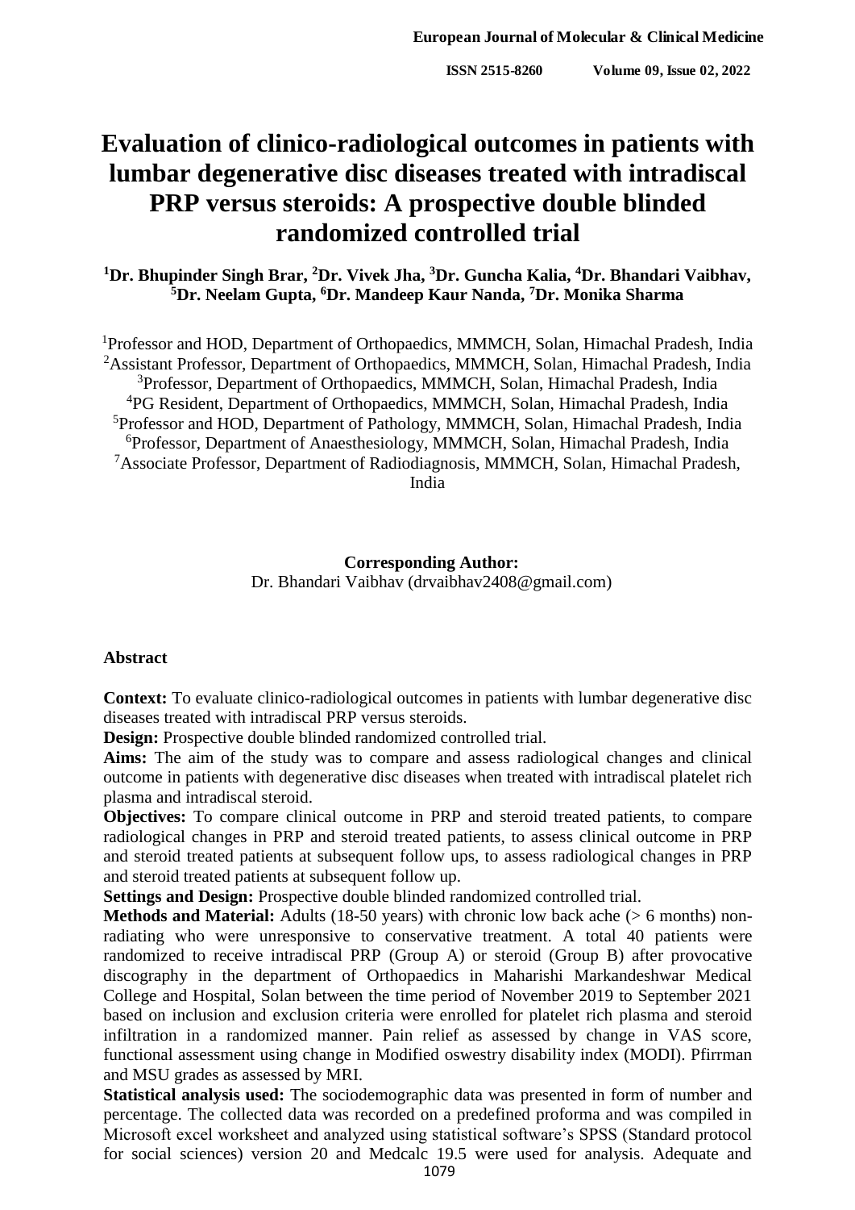# Evaluation of clinico-radiological outcomes in patients with lumbar degenerative disc diseases treated with intradiscal PRP versus steroids: A prospective double blinded randomized controlled trial

**[1]Dr. Bhupinder Singh Brar, [2]Dr. Vivek Jha, [3]Dr. Guncha Kalia, [4]Dr. Bhandari Vaibhav, [5]Dr. Neelam Gupta, [6]Dr. Mandeep Kaur Nanda, [7]Dr. Monika Sharma**

[1]Professor and HOD, Department of Orthopaedics, MMMCH, Solan, Himachal Pradesh, India
[2]Assistant Professor, Department of Orthopaedics, MMMCH, Solan, Himachal Pradesh, India
[3]Professor, Department of Orthopaedics, MMMCH, Solan, Himachal Pradesh, India
[4]PG Resident, Department of Orthopaedics, MMMCH, Solan, Himachal Pradesh, India
[5]Professor and HOD, Department of Pathology, MMMCH, Solan, Himachal Pradesh, India
[6]Professor, Department of Anaesthesiology, MMMCH, Solan, Himachal Pradesh, India
[7]Associate Professor, Department of Radiodiagnosis, MMMCH, Solan, Himachal Pradesh, India

**Corresponding Author:**
Dr. Bhandari Vaibhav (drvaibhav2408@gmail.com)

## Abstract

**Context:** To evaluate clinico-radiological outcomes in patients with lumbar degenerative disc diseases treated with intradiscal PRP versus steroids.

**Design:** Prospective double blinded randomized controlled trial.

**Aims:** The aim of the study was to compare and assess radiological changes and clinical outcome in patients with degenerative disc diseases when treated with intradiscal platelet rich plasma and intradiscal steroid.

**Objectives:** To compare clinical outcome in PRP and steroid treated patients, to compare radiological changes in PRP and steroid treated patients, to assess clinical outcome in PRP and steroid treated patients at subsequent follow ups, to assess radiological changes in PRP and steroid treated patients at subsequent follow up.

**Settings and Design:** Prospective double blinded randomized controlled trial.

**Methods and Material:** Adults (18-50 years) with chronic low back ache (> 6 months) non-radiating who were unresponsive to conservative treatment. A total 40 patients were randomized to receive intradiscal PRP (Group A) or steroid (Group B) after provocative discography in the department of Orthopaedics in Maharishi Markandeshwar Medical College and Hospital, Solan between the time period of November 2019 to September 2021 based on inclusion and exclusion criteria were enrolled for platelet rich plasma and steroid infiltration in a randomized manner. Pain relief as assessed by change in VAS score, functional assessment using change in Modified oswestry disability index (MODI). Pfirrman and MSU grades as assessed by MRI.

**Statistical analysis used:** The sociodemographic data was presented in form of number and percentage. The collected data was recorded on a predefined proforma and was compiled in Microsoft excel worksheet and analyzed using statistical software's SPSS (Standard protocol for social sciences) version 20 and Medcalc 19.5 were used for analysis. Adequate and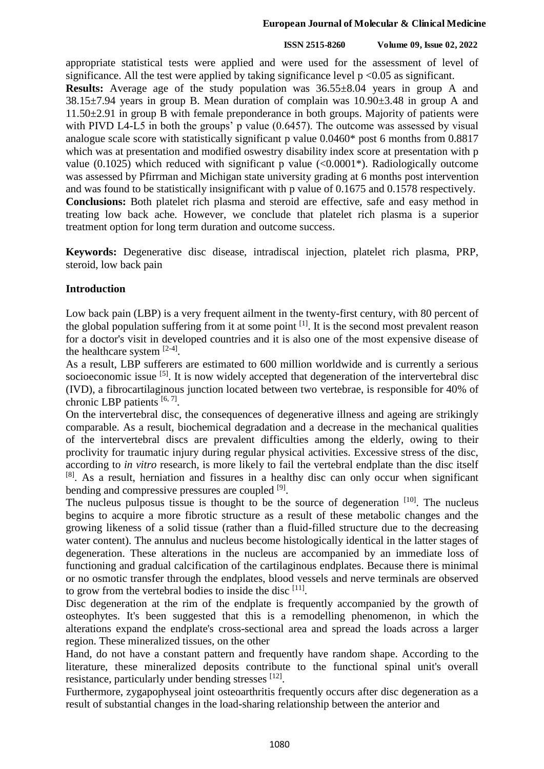appropriate statistical tests were applied and were used for the assessment of level of significance. All the test were applied by taking significance level $p < 0.05$ as significant.

**Results:** Average age of the study population was 36.55±8.04 years in group A and 38.15±7.94 years in group B. Mean duration of complain was 10.90±3.48 in group A and 11.50±2.91 in group B with female preponderance in both groups. Majority of patients were with PIVD L4-L5 in both the groups' p value (0.6457). The outcome was assessed by visual analogue scale score with statistically significant p value 0.0460* post 6 months from 0.8817 which was at presentation and modified oswestry disability index score at presentation with p value (0.1025) which reduced with significant p value (<0.0001*). Radiologically outcome was assessed by Pfirrman and Michigan state university grading at 6 months post intervention and was found to be statistically insignificant with p value of 0.1675 and 0.1578 respectively.

**Conclusions:** Both platelet rich plasma and steroid are effective, safe and easy method in treating low back ache. However, we conclude that platelet rich plasma is a superior treatment option for long term duration and outcome success.

**Keywords:** Degenerative disc disease, intradiscal injection, platelet rich plasma, PRP, steroid, low back pain

## Introduction

Low back pain (LBP) is a very frequent ailment in the twenty-first century, with 80 percent of the global population suffering from it at some point [1]. It is the second most prevalent reason for a doctor's visit in developed countries and it is also one of the most expensive disease of the healthcare system [2-4].

As a result, LBP sufferers are estimated to 600 million worldwide and is currently a serious socioeconomic issue [5]. It is now widely accepted that degeneration of the intervertebral disc (IVD), a fibrocartilaginous junction located between two vertebrae, is responsible for 40% of chronic LBP patients [6, 7].

On the intervertebral disc, the consequences of degenerative illness and ageing are strikingly comparable. As a result, biochemical degradation and a decrease in the mechanical qualities of the intervertebral discs are prevalent difficulties among the elderly, owing to their proclivity for traumatic injury during regular physical activities. Excessive stress of the disc, according to *in vitro* research, is more likely to fail the vertebral endplate than the disc itself [8]. As a result, herniation and fissures in a healthy disc can only occur when significant bending and compressive pressures are coupled [9].

The nucleus pulposus tissue is thought to be the source of degeneration [10]. The nucleus begins to acquire a more fibrotic structure as a result of these metabolic changes and the growing likeness of a solid tissue (rather than a fluid-filled structure due to the decreasing water content). The annulus and nucleus become histologically identical in the latter stages of degeneration. These alterations in the nucleus are accompanied by an immediate loss of functioning and gradual calcification of the cartilaginous endplates. Because there is minimal or no osmotic transfer through the endplates, blood vessels and nerve terminals are observed to grow from the vertebral bodies to inside the disc [11].

Disc degeneration at the rim of the endplate is frequently accompanied by the growth of osteophytes. It's been suggested that this is a remodelling phenomenon, in which the alterations expand the endplate's cross-sectional area and spread the loads across a larger region. These mineralized tissues, on the other

Hand, do not have a constant pattern and frequently have random shape. According to the literature, these mineralized deposits contribute to the functional spinal unit's overall resistance, particularly under bending stresses [12].

Furthermore, zygapophyseal joint osteoarthritis frequently occurs after disc degeneration as a result of substantial changes in the load-sharing relationship between the anterior and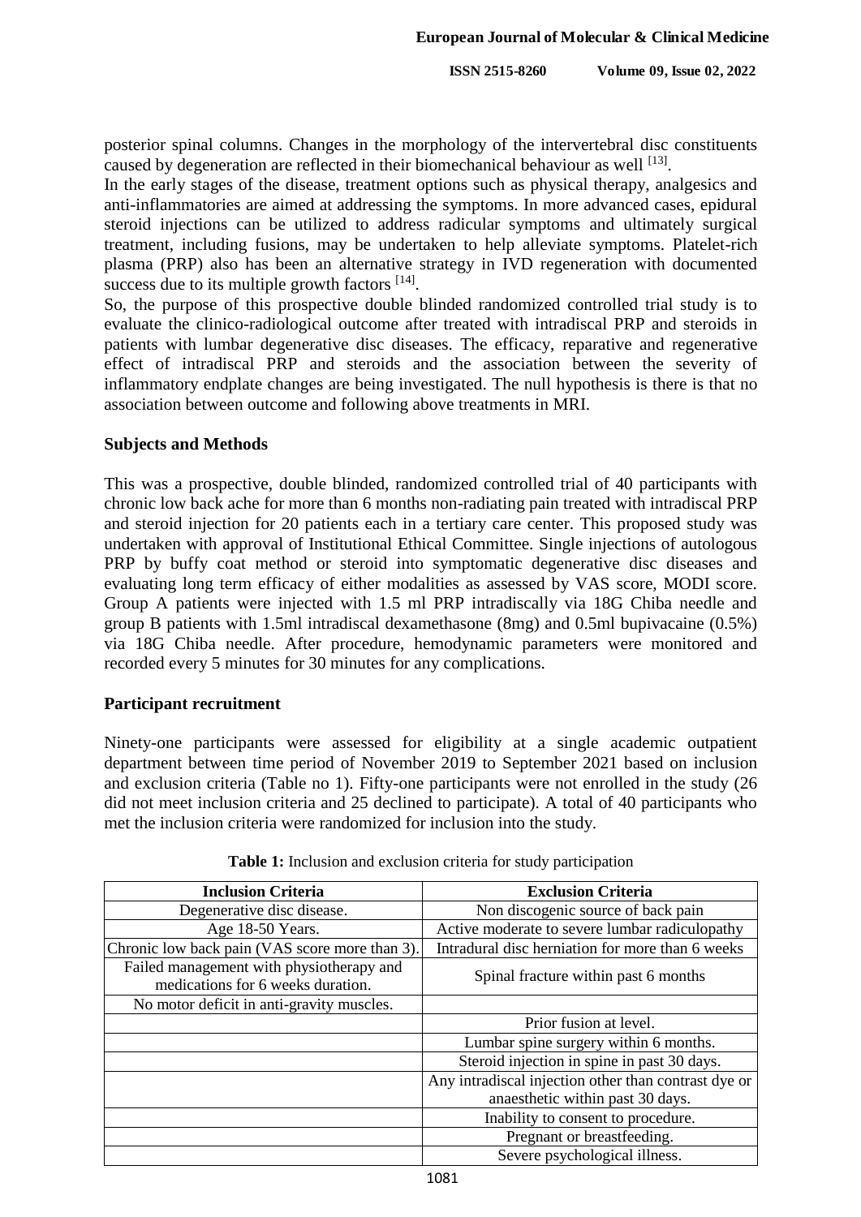posterior spinal columns. Changes in the morphology of the intervertebral disc constituents caused by degeneration are reflected in their biomechanical behaviour as well [13].

In the early stages of the disease, treatment options such as physical therapy, analgesics and anti-inflammatories are aimed at addressing the symptoms. In more advanced cases, epidural steroid injections can be utilized to address radicular symptoms and ultimately surgical treatment, including fusions, may be undertaken to help alleviate symptoms. Platelet-rich plasma (PRP) also has been an alternative strategy in IVD regeneration with documented success due to its multiple growth factors [14].

So, the purpose of this prospective double blinded randomized controlled trial study is to evaluate the clinico-radiological outcome after treated with intradiscal PRP and steroids in patients with lumbar degenerative disc diseases. The efficacy, reparative and regenerative effect of intradiscal PRP and steroids and the association between the severity of inflammatory endplate changes are being investigated. The null hypothesis is there is that no association between outcome and following above treatments in MRI.

## Subjects and Methods

This was a prospective, double blinded, randomized controlled trial of 40 participants with chronic low back ache for more than 6 months non-radiating pain treated with intradiscal PRP and steroid injection for 20 patients each in a tertiary care center. This proposed study was undertaken with approval of Institutional Ethical Committee. Single injections of autologous PRP by buffy coat method or steroid into symptomatic degenerative disc diseases and evaluating long term efficacy of either modalities as assessed by VAS score, MODI score. Group A patients were injected with 1.5 ml PRP intradiscally via 18G Chiba needle and group B patients with 1.5ml intradiscal dexamethasone (8mg) and 0.5ml bupivacaine (0.5%) via 18G Chiba needle. After procedure, hemodynamic parameters were monitored and recorded every 5 minutes for 30 minutes for any complications.

## Participant recruitment

Ninety-one participants were assessed for eligibility at a single academic outpatient department between time period of November 2019 to September 2021 based on inclusion and exclusion criteria (Table no 1). Fifty-one participants were not enrolled in the study (26 did not meet inclusion criteria and 25 declined to participate). A total of 40 participants who met the inclusion criteria were randomized for inclusion into the study.

**Table 1:** Inclusion and exclusion criteria for study participation

| Inclusion Criteria | Exclusion Criteria |
|---|---|
| Degenerative disc disease. | Non discogenic source of back pain |
| Age 18-50 Years. | Active moderate to severe lumbar radiculopathy |
| Chronic low back pain (VAS score more than 3). | Intradural disc herniation for more than 6 weeks |
| Failed management with physiotherapy and medications for 6 weeks duration. | Spinal fracture within past 6 months |
| No motor deficit in anti-gravity muscles. | |
| | Prior fusion at level. |
| | Lumbar spine surgery within 6 months. |
| | Steroid injection in spine in past 30 days. |
| | Any intradiscal injection other than contrast dye or anaesthetic within past 30 days. |
| | Inability to consent to procedure. |
| | Pregnant or breastfeeding. |
| | Severe psychological illness. |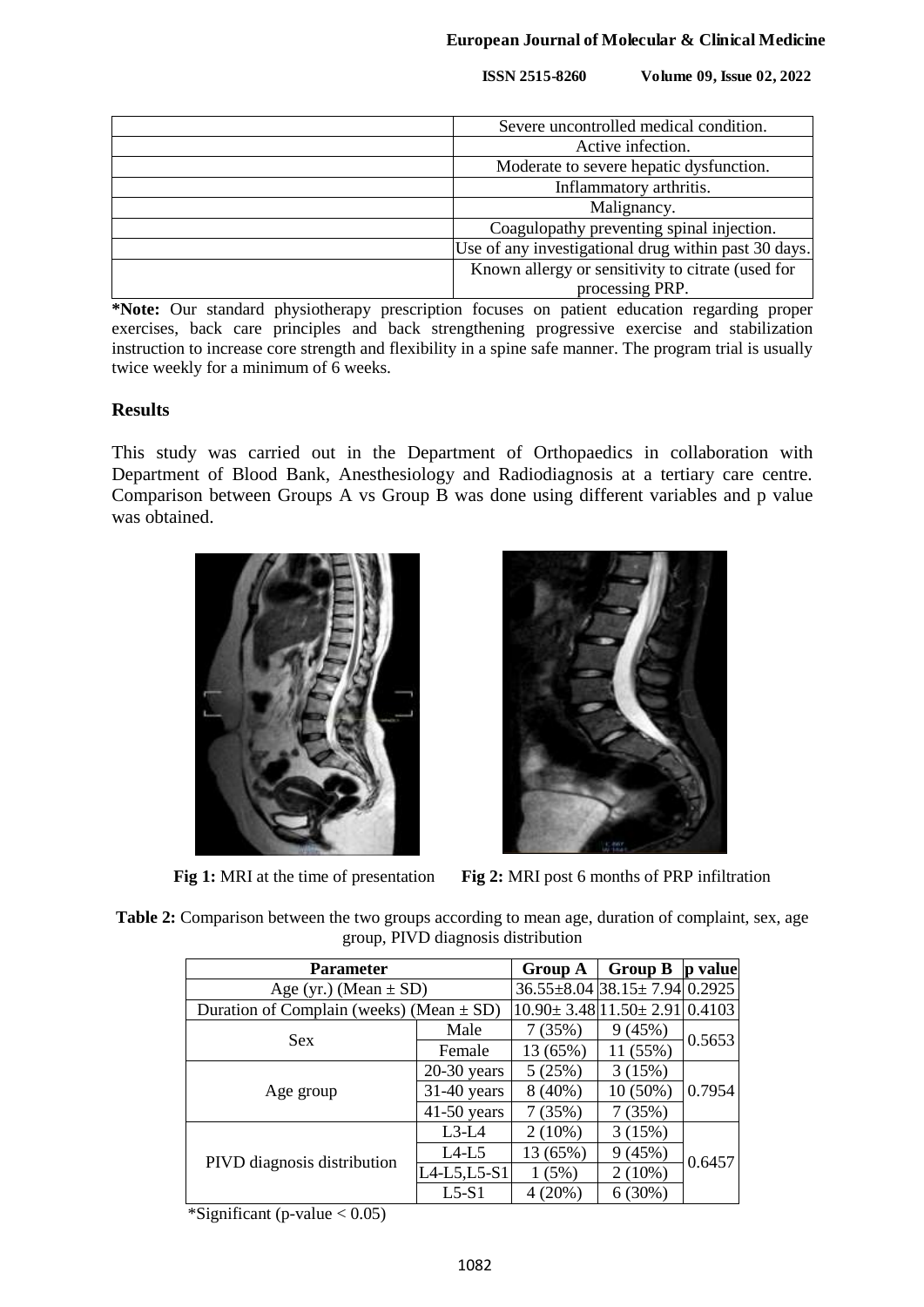| | |
|---|---|
| | Severe uncontrolled medical condition. |
| | Active infection. |
| | Moderate to severe hepatic dysfunction. |
| | Inflammatory arthritis. |
| | Malignancy. |
| | Coagulopathy preventing spinal injection. |
| | Use of any investigational drug within past 30 days. |
| | Known allergy or sensitivity to citrate (used for processing PRP. |

***Note:** Our standard physiotherapy prescription focuses on patient education regarding proper exercises, back care principles and back strengthening progressive exercise and stabilization instruction to increase core strength and flexibility in a spine safe manner. The program trial is usually twice weekly for a minimum of 6 weeks.

## Results

This study was carried out in the Department of Orthopaedics in collaboration with Department of Blood Bank, Anesthesiology and Radiodiagnosis at a tertiary care centre. Comparison between Groups A vs Group B was done using different variables and p value was obtained.

**Fig 1:** MRI at the time of presentation

**Fig 2:** MRI post 6 months of PRP infiltration

**Table 2:** Comparison between the two groups according to mean age, duration of complaint, sex, age group, PIVD diagnosis distribution

| Parameter | | Group A | Group B | p value |
|---|---|---|---|---|
| Age (yr.) (Mean ± SD) | | 36.55±8.04 | 38.15± 7.94 | 0.2925 |
| Duration of Complain (weeks) (Mean ± SD) | | 10.90± 3.48 | 11.50± 2.91 | 0.4103 |
| Sex | Male | 7 (35%) | 9 (45%) | 0.5653 |
| | Female | 13 (65%) | 11 (55%) | |
| Age group | 20-30 years | 5 (25%) | 3 (15%) | 0.7954 |
| | 31-40 years | 8 (40%) | 10 (50%) | |
| | 41-50 years | 7 (35%) | 7 (35%) | |
| PIVD diagnosis distribution | L3-L4 | 2 (10%) | 3 (15%) | 0.6457 |
| | L4-L5 | 13 (65%) | 9 (45%) | |
| | L4-L5,L5-S1 | 1 (5%) | 2 (10%) | |
| | L5-S1 | 4 (20%) | 6 (30%) | |

*Significant (p-value < 0.05)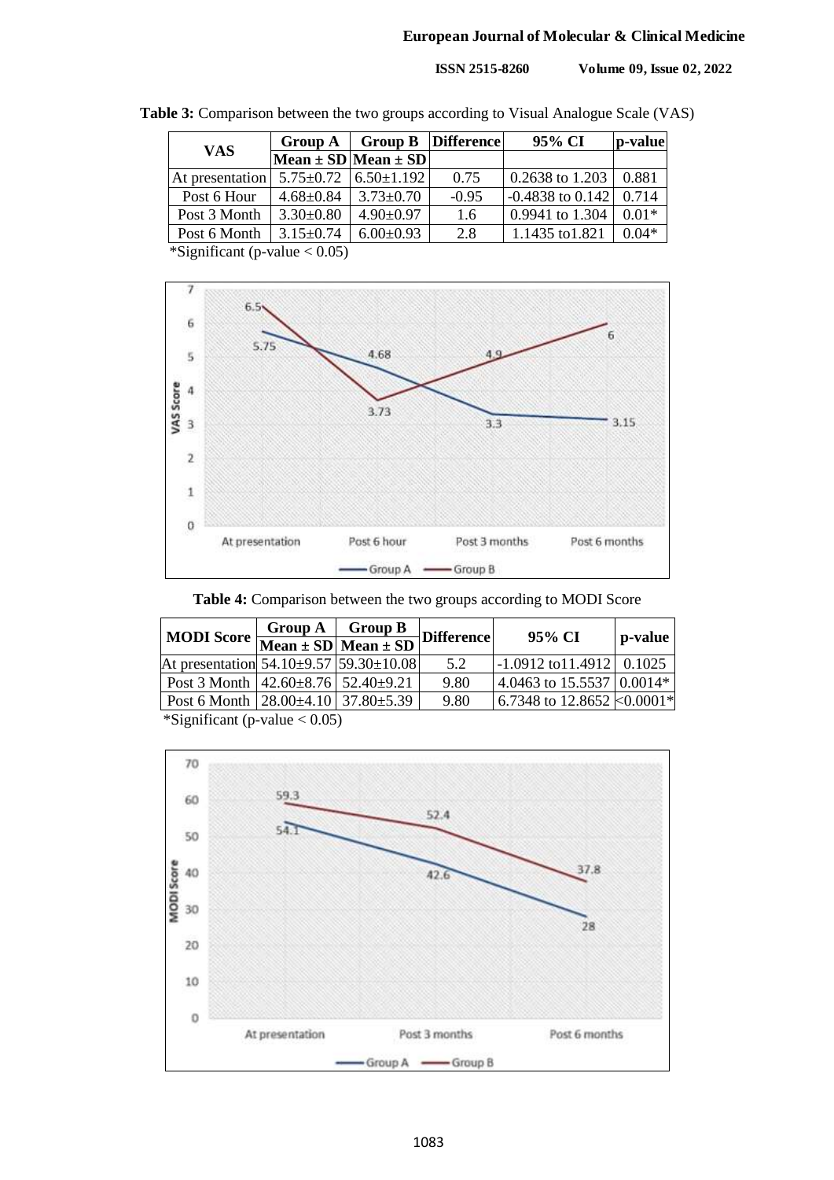**Table 3:** Comparison between the two groups according to Visual Analogue Scale (VAS)

| VAS | Group A | Group B | Difference | 95% CI | p-value |
|---|---|---|---|---|---|
| | Mean ± SD | Mean ± SD | | | |
| At presentation | 5.75±0.72 | 6.50±1.192 | 0.75 | 0.2638 to 1.203 | 0.881 |
| Post 6 Hour | 4.68±0.84 | 3.73±0.70 | -0.95 | -0.4838 to 0.142 | 0.714 |
| Post 3 Month | 3.30±0.80 | 4.90±0.97 | 1.6 | 0.9941 to 1.304 | 0.01* |
| Post 6 Month | 3.15±0.74 | 6.00±0.93 | 2.8 | 1.1435 to1.821 | 0.04* |

*Significant (p-value < 0.05)

**Table 4:** Comparison between the two groups according to MODI Score

| MODI Score | Group A | Group B | Difference | 95% CI | p-value |
|---|---|---|---|---|---|
| | Mean ± SD | Mean ± SD | | | |
| At presentation | 54.10±9.57 | 59.30±10.08 | 5.2 | -1.0912 to11.4912 | 0.1025 |
| Post 3 Month | 42.60±8.76 | 52.40±9.21 | 9.80 | 4.0463 to 15.5537 | 0.0014* |
| Post 6 Month | 28.00±4.10 | 37.80±5.39 | 9.80 | 6.7348 to 12.8652 | <0.0001* |

*Significant (p-value < 0.05)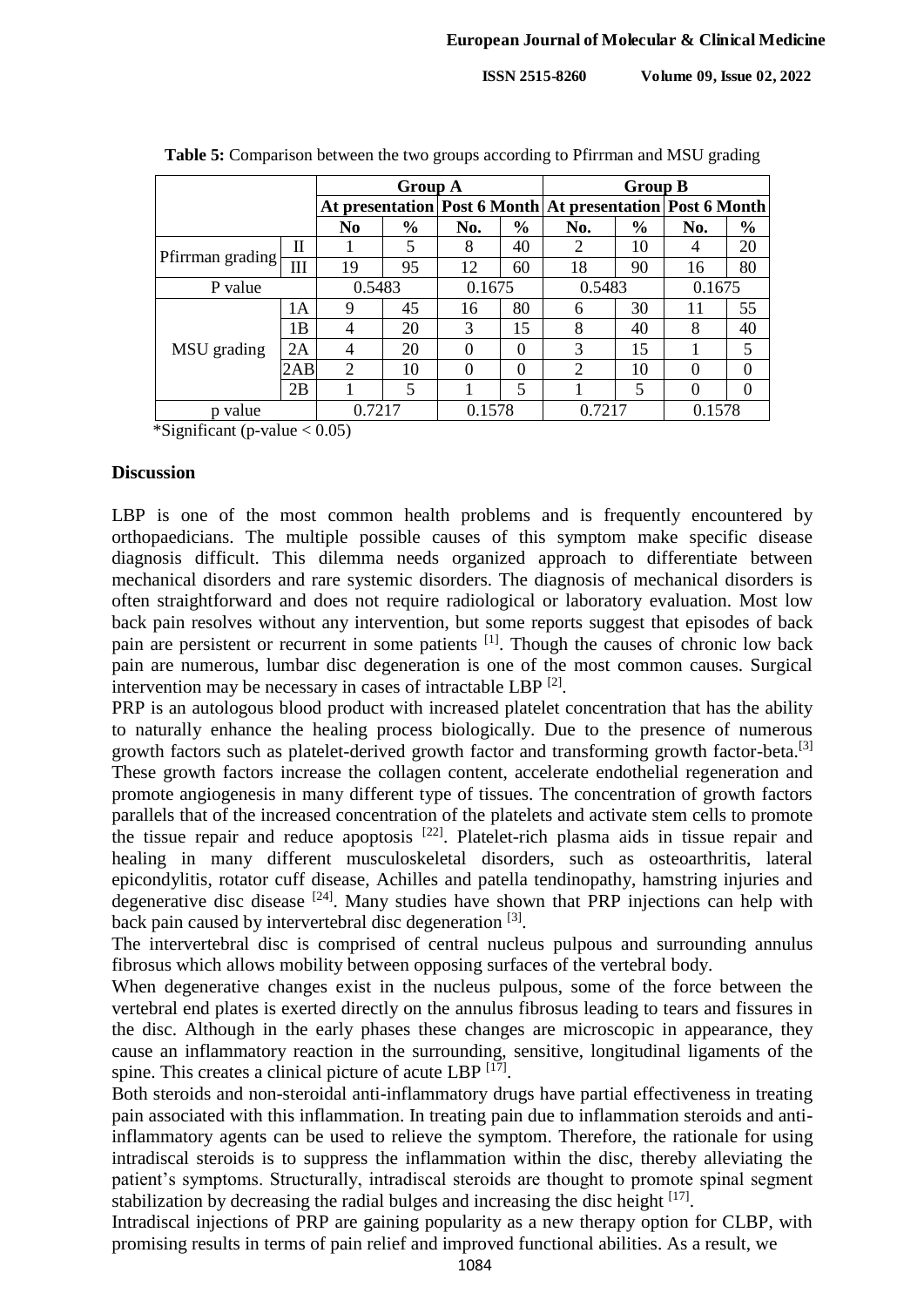**Table 5:** Comparison between the two groups according to Pfirrman and MSU grading

| | | Group A | | | | Group B | | | |
|---|---|---|---|---|---|---|---|---|---|
| | | At presentation | | Post 6 Month | | At presentation | | Post 6 Month | |
| | | No | % | No. | % | No. | % | No. | % |
| Pfirrman grading | II | 1 | 5 | 8 | 40 | 2 | 10 | 4 | 20 |
| | III | 19 | 95 | 12 | 60 | 18 | 90 | 16 | 80 |
| P value | | 0.5483 | | 0.1675 | | 0.5483 | | 0.1675 | |
| MSU grading | 1A | 9 | 45 | 16 | 80 | 6 | 30 | 11 | 55 |
| | 1B | 4 | 20 | 3 | 15 | 8 | 40 | 8 | 40 |
| | 2A | 4 | 20 | 0 | 0 | 3 | 15 | 1 | 5 |
| | 2AB | 2 | 10 | 0 | 0 | 2 | 10 | 0 | 0 |
| | 2B | 1 | 5 | 1 | 5 | 1 | 5 | 0 | 0 |
| p value | | 0.7217 | | 0.1578 | | 0.7217 | | 0.1578 | |

*Significant (p-value < 0.05)

## Discussion

LBP is one of the most common health problems and is frequently encountered by orthopaedicians. The multiple possible causes of this symptom make specific disease diagnosis difficult. This dilemma needs organized approach to differentiate between mechanical disorders and rare systemic disorders. The diagnosis of mechanical disorders is often straightforward and does not require radiological or laboratory evaluation. Most low back pain resolves without any intervention, but some reports suggest that episodes of back pain are persistent or recurrent in some patients [1]. Though the causes of chronic low back pain are numerous, lumbar disc degeneration is one of the most common causes. Surgical intervention may be necessary in cases of intractable LBP [2].

PRP is an autologous blood product with increased platelet concentration that has the ability to naturally enhance the healing process biologically. Due to the presence of numerous growth factors such as platelet-derived growth factor and transforming growth factor-beta.[3] These growth factors increase the collagen content, accelerate endothelial regeneration and promote angiogenesis in many different type of tissues. The concentration of growth factors parallels that of the increased concentration of the platelets and activate stem cells to promote the tissue repair and reduce apoptosis [22]. Platelet-rich plasma aids in tissue repair and healing in many different musculoskeletal disorders, such as osteoarthritis, lateral epicondylitis, rotator cuff disease, Achilles and patella tendinopathy, hamstring injuries and degenerative disc disease [24]. Many studies have shown that PRP injections can help with back pain caused by intervertebral disc degeneration [3].

The intervertebral disc is comprised of central nucleus pulpous and surrounding annulus fibrosus which allows mobility between opposing surfaces of the vertebral body.

When degenerative changes exist in the nucleus pulpous, some of the force between the vertebral end plates is exerted directly on the annulus fibrosus leading to tears and fissures in the disc. Although in the early phases these changes are microscopic in appearance, they cause an inflammatory reaction in the surrounding, sensitive, longitudinal ligaments of the spine. This creates a clinical picture of acute LBP [17].

Both steroids and non-steroidal anti-inflammatory drugs have partial effectiveness in treating pain associated with this inflammation. In treating pain due to inflammation steroids and anti-inflammatory agents can be used to relieve the symptom. Therefore, the rationale for using intradiscal steroids is to suppress the inflammation within the disc, thereby alleviating the patient's symptoms. Structurally, intradiscal steroids are thought to promote spinal segment stabilization by decreasing the radial bulges and increasing the disc height [17].

Intradiscal injections of PRP are gaining popularity as a new therapy option for CLBP, with promising results in terms of pain relief and improved functional abilities. As a result, we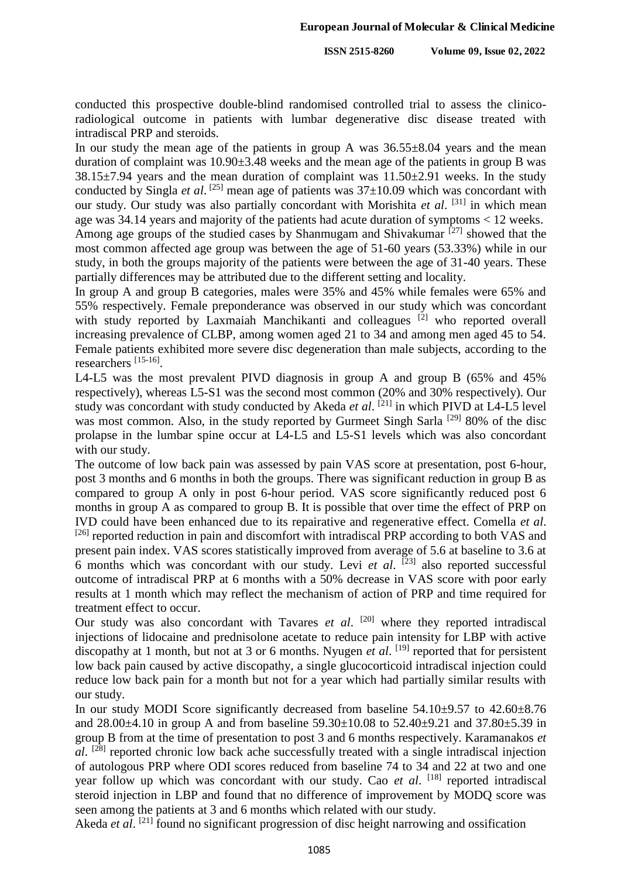conducted this prospective double-blind randomised controlled trial to assess the clinico-radiological outcome in patients with lumbar degenerative disc disease treated with intradiscal PRP and steroids.

In our study the mean age of the patients in group A was 36.55±8.04 years and the mean duration of complaint was 10.90±3.48 weeks and the mean age of the patients in group B was 38.15±7.94 years and the mean duration of complaint was 11.50±2.91 weeks. In the study conducted by Singla *et al*. [25] mean age of patients was 37±10.09 which was concordant with our study. Our study was also partially concordant with Morishita *et al*. [31] in which mean age was 34.14 years and majority of the patients had acute duration of symptoms < 12 weeks.

Among age groups of the studied cases by Shanmugam and Shivakumar [27] showed that the most common affected age group was between the age of 51-60 years (53.33%) while in our study, in both the groups majority of the patients were between the age of 31-40 years. These partially differences may be attributed due to the different setting and locality.

In group A and group B categories, males were 35% and 45% while females were 65% and 55% respectively. Female preponderance was observed in our study which was concordant with study reported by Laxmaiah Manchikanti and colleagues [2] who reported overall increasing prevalence of CLBP, among women aged 21 to 34 and among men aged 45 to 54. Female patients exhibited more severe disc degeneration than male subjects, according to the researchers [15-16].

L4-L5 was the most prevalent PIVD diagnosis in group A and group B (65% and 45% respectively), whereas L5-S1 was the second most common (20% and 30% respectively). Our study was concordant with study conducted by Akeda *et al*. [21] in which PIVD at L4-L5 level was most common. Also, in the study reported by Gurmeet Singh Sarla [29] 80% of the disc prolapse in the lumbar spine occur at L4-L5 and L5-S1 levels which was also concordant with our study.

The outcome of low back pain was assessed by pain VAS score at presentation, post 6-hour, post 3 months and 6 months in both the groups. There was significant reduction in group B as compared to group A only in post 6-hour period. VAS score significantly reduced post 6 months in group A as compared to group B. It is possible that over time the effect of PRP on IVD could have been enhanced due to its repairative and regenerative effect. Comella *et al*. [26] reported reduction in pain and discomfort with intradiscal PRP according to both VAS and present pain index. VAS scores statistically improved from average of 5.6 at baseline to 3.6 at 6 months which was concordant with our study. Levi *et al*. [23] also reported successful outcome of intradiscal PRP at 6 months with a 50% decrease in VAS score with poor early results at 1 month which may reflect the mechanism of action of PRP and time required for treatment effect to occur.

Our study was also concordant with Tavares *et al*. [20] where they reported intradiscal injections of lidocaine and prednisolone acetate to reduce pain intensity for LBP with active discopathy at 1 month, but not at 3 or 6 months. Nyugen *et al*. [19] reported that for persistent low back pain caused by active discopathy, a single glucocorticoid intradiscal injection could reduce low back pain for a month but not for a year which had partially similar results with our study.

In our study MODI Score significantly decreased from baseline 54.10±9.57 to 42.60±8.76 and 28.00±4.10 in group A and from baseline 59.30±10.08 to 52.40±9.21 and 37.80±5.39 in group B from at the time of presentation to post 3 and 6 months respectively. Karamanakos *et al*. [28] reported chronic low back ache successfully treated with a single intradiscal injection of autologous PRP where ODI scores reduced from baseline 74 to 34 and 22 at two and one year follow up which was concordant with our study. Cao *et al*. [18] reported intradiscal steroid injection in LBP and found that no difference of improvement by MODQ score was seen among the patients at 3 and 6 months which related with our study.

Akeda *et al*. [21] found no significant progression of disc height narrowing and ossification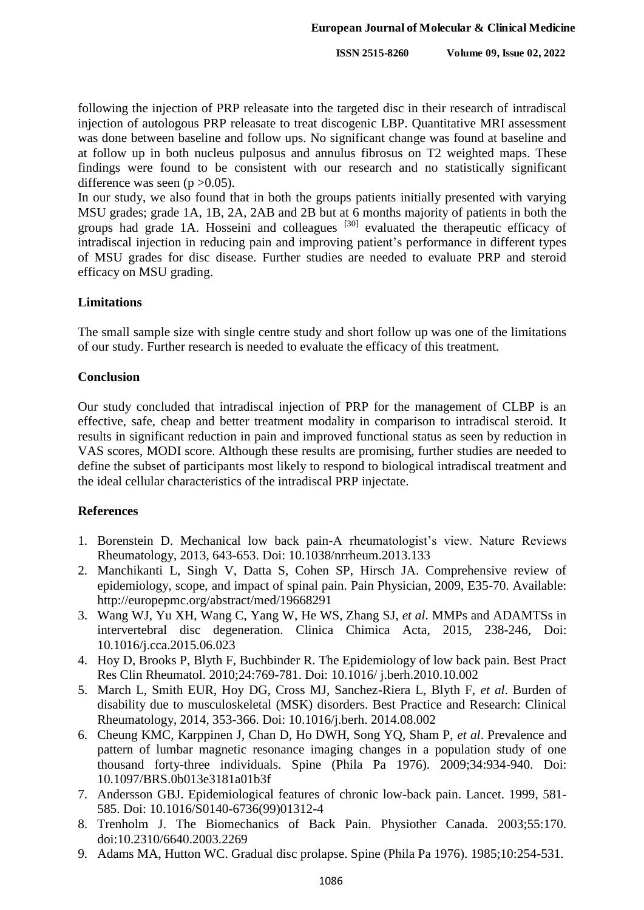following the injection of PRP releasate into the targeted disc in their research of intradiscal injection of autologous PRP releasate to treat discogenic LBP. Quantitative MRI assessment was done between baseline and follow ups. No significant change was found at baseline and at follow up in both nucleus pulposus and annulus fibrosus on T2 weighted maps. These findings were found to be consistent with our research and no statistically significant difference was seen ($p > 0.05$).

In our study, we also found that in both the groups patients initially presented with varying MSU grades; grade 1A, 1B, 2A, 2AB and 2B but at 6 months majority of patients in both the groups had grade 1A. Hosseini and colleagues [30] evaluated the therapeutic efficacy of intradiscal injection in reducing pain and improving patient's performance in different types of MSU grades for disc disease. Further studies are needed to evaluate PRP and steroid efficacy on MSU grading.

## Limitations

The small sample size with single centre study and short follow up was one of the limitations of our study. Further research is needed to evaluate the efficacy of this treatment.

## Conclusion

Our study concluded that intradiscal injection of PRP for the management of CLBP is an effective, safe, cheap and better treatment modality in comparison to intradiscal steroid. It results in significant reduction in pain and improved functional status as seen by reduction in VAS scores, MODI score. Although these results are promising, further studies are needed to define the subset of participants most likely to respond to biological intradiscal treatment and the ideal cellular characteristics of the intradiscal PRP injectate.

## References

1. Borenstein D. Mechanical low back pain-A rheumatologist's view. Nature Reviews Rheumatology, 2013, 643-653. Doi: 10.1038/nrrheum.2013.133
2. Manchikanti L, Singh V, Datta S, Cohen SP, Hirsch JA. Comprehensive review of epidemiology, scope, and impact of spinal pain. Pain Physician, 2009, E35-70. Available: http://europepmc.org/abstract/med/19668291
3. Wang WJ, Yu XH, Wang C, Yang W, He WS, Zhang SJ, *et al*. MMPs and ADAMTSs in intervertebral disc degeneration. Clinica Chimica Acta, 2015, 238-246, Doi: 10.1016/j.cca.2015.06.023
4. Hoy D, Brooks P, Blyth F, Buchbinder R. The Epidemiology of low back pain. Best Pract Res Clin Rheumatol. 2010;24:769-781. Doi: 10.1016/ j.berh.2010.10.002
5. March L, Smith EUR, Hoy DG, Cross MJ, Sanchez-Riera L, Blyth F, *et al*. Burden of disability due to musculoskeletal (MSK) disorders. Best Practice and Research: Clinical Rheumatology, 2014, 353-366. Doi: 10.1016/j.berh. 2014.08.002
6. Cheung KMC, Karppinen J, Chan D, Ho DWH, Song YQ, Sham P, *et al*. Prevalence and pattern of lumbar magnetic resonance imaging changes in a population study of one thousand forty-three individuals. Spine (Phila Pa 1976). 2009;34:934-940. Doi: 10.1097/BRS.0b013e3181a01b3f
7. Andersson GBJ. Epidemiological features of chronic low-back pain. Lancet. 1999, 581-585. Doi: 10.1016/S0140-6736(99)01312-4
8. Trenholm J. The Biomechanics of Back Pain. Physiother Canada. 2003;55:170. doi:10.2310/6640.2003.2269
9. Adams MA, Hutton WC. Gradual disc prolapse. Spine (Phila Pa 1976). 1985;10:254-531.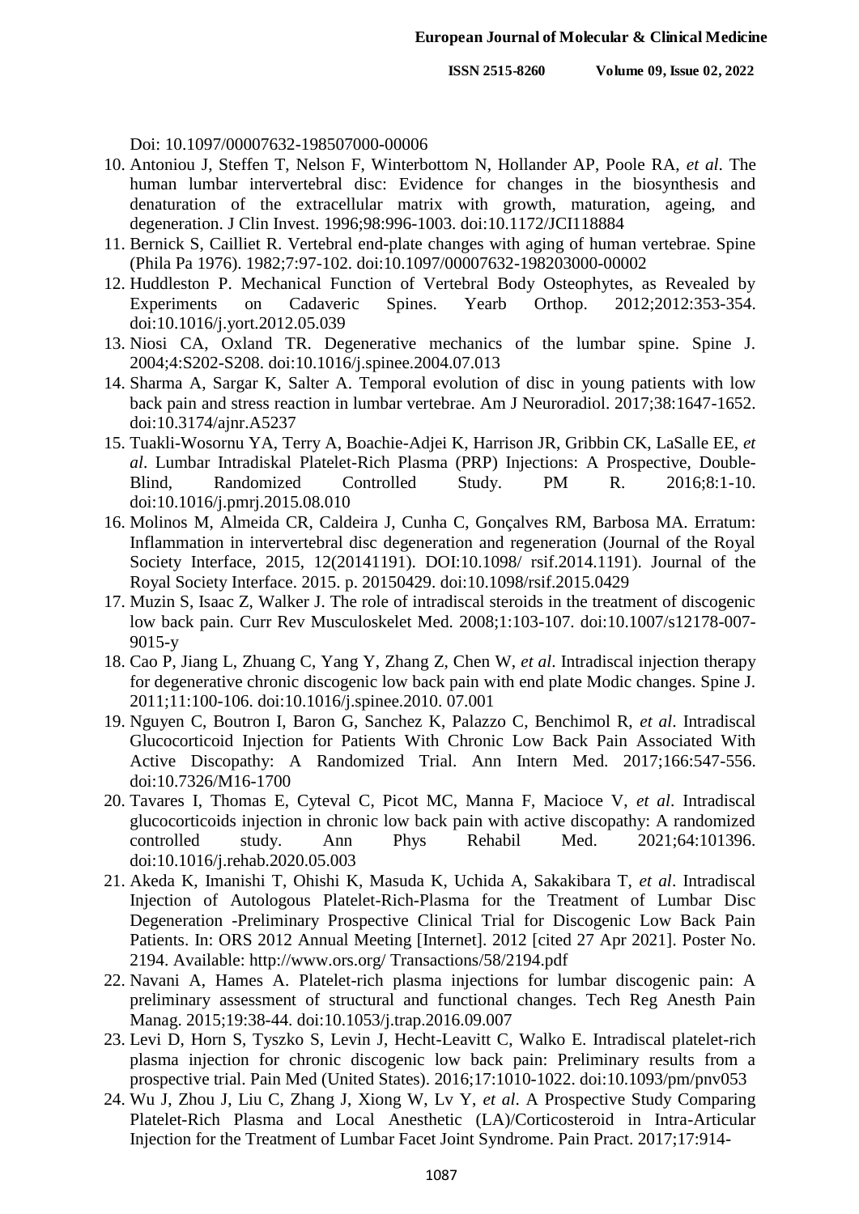Doi: 10.1097/00007632-198507000-00006

10. Antoniou J, Steffen T, Nelson F, Winterbottom N, Hollander AP, Poole RA, *et al*. The human lumbar intervertebral disc: Evidence for changes in the biosynthesis and denaturation of the extracellular matrix with growth, maturation, ageing, and degeneration. J Clin Invest. 1996;98:996-1003. doi:10.1172/JCI118884
11. Bernick S, Cailliet R. Vertebral end-plate changes with aging of human vertebrae. Spine (Phila Pa 1976). 1982;7:97-102. doi:10.1097/00007632-198203000-00002
12. Huddleston P. Mechanical Function of Vertebral Body Osteophytes, as Revealed by Experiments on Cadaveric Spines. Yearb Orthop. 2012;2012:353-354. doi:10.1016/j.yort.2012.05.039
13. Niosi CA, Oxland TR. Degenerative mechanics of the lumbar spine. Spine J. 2004;4:S202-S208. doi:10.1016/j.spinee.2004.07.013
14. Sharma A, Sargar K, Salter A. Temporal evolution of disc in young patients with low back pain and stress reaction in lumbar vertebrae. Am J Neuroradiol. 2017;38:1647-1652. doi:10.3174/ajnr.A5237
15. Tuakli-Wosornu YA, Terry A, Boachie-Adjei K, Harrison JR, Gribbin CK, LaSalle EE, *et al*. Lumbar Intradiskal Platelet-Rich Plasma (PRP) Injections: A Prospective, Double-Blind, Randomized Controlled Study. PM R. 2016;8:1-10. doi:10.1016/j.pmrj.2015.08.010
16. Molinos M, Almeida CR, Caldeira J, Cunha C, Gonçalves RM, Barbosa MA. Erratum: Inflammation in intervertebral disc degeneration and regeneration (Journal of the Royal Society Interface, 2015, 12(20141191). DOI:10.1098/ rsif.2014.1191). Journal of the Royal Society Interface. 2015. p. 20150429. doi:10.1098/rsif.2015.0429
17. Muzin S, Isaac Z, Walker J. The role of intradiscal steroids in the treatment of discogenic low back pain. Curr Rev Musculoskelet Med. 2008;1:103-107. doi:10.1007/s12178-007-9015-y
18. Cao P, Jiang L, Zhuang C, Yang Y, Zhang Z, Chen W, *et al*. Intradiscal injection therapy for degenerative chronic discogenic low back pain with end plate Modic changes. Spine J. 2011;11:100-106. doi:10.1016/j.spinee.2010. 07.001
19. Nguyen C, Boutron I, Baron G, Sanchez K, Palazzo C, Benchimol R, *et al*. Intradiscal Glucocorticoid Injection for Patients With Chronic Low Back Pain Associated With Active Discopathy: A Randomized Trial. Ann Intern Med. 2017;166:547-556. doi:10.7326/M16-1700
20. Tavares I, Thomas E, Cyteval C, Picot MC, Manna F, Macioce V, *et al*. Intradiscal glucocorticoids injection in chronic low back pain with active discopathy: A randomized controlled study. Ann Phys Rehabil Med. 2021;64:101396. doi:10.1016/j.rehab.2020.05.003
21. Akeda K, Imanishi T, Ohishi K, Masuda K, Uchida A, Sakakibara T, *et al*. Intradiscal Injection of Autologous Platelet-Rich-Plasma for the Treatment of Lumbar Disc Degeneration -Preliminary Prospective Clinical Trial for Discogenic Low Back Pain Patients. In: ORS 2012 Annual Meeting [Internet]. 2012 [cited 27 Apr 2021]. Poster No. 2194. Available: http://www.ors.org/ Transactions/58/2194.pdf
22. Navani A, Hames A. Platelet-rich plasma injections for lumbar discogenic pain: A preliminary assessment of structural and functional changes. Tech Reg Anesth Pain Manag. 2015;19:38-44. doi:10.1053/j.trap.2016.09.007
23. Levi D, Horn S, Tyszko S, Levin J, Hecht-Leavitt C, Walko E. Intradiscal platelet-rich plasma injection for chronic discogenic low back pain: Preliminary results from a prospective trial. Pain Med (United States). 2016;17:1010-1022. doi:10.1093/pm/pnv053
24. Wu J, Zhou J, Liu C, Zhang J, Xiong W, Lv Y, *et al*. A Prospective Study Comparing Platelet-Rich Plasma and Local Anesthetic (LA)/Corticosteroid in Intra-Articular Injection for the Treatment of Lumbar Facet Joint Syndrome. Pain Pract. 2017;17:914-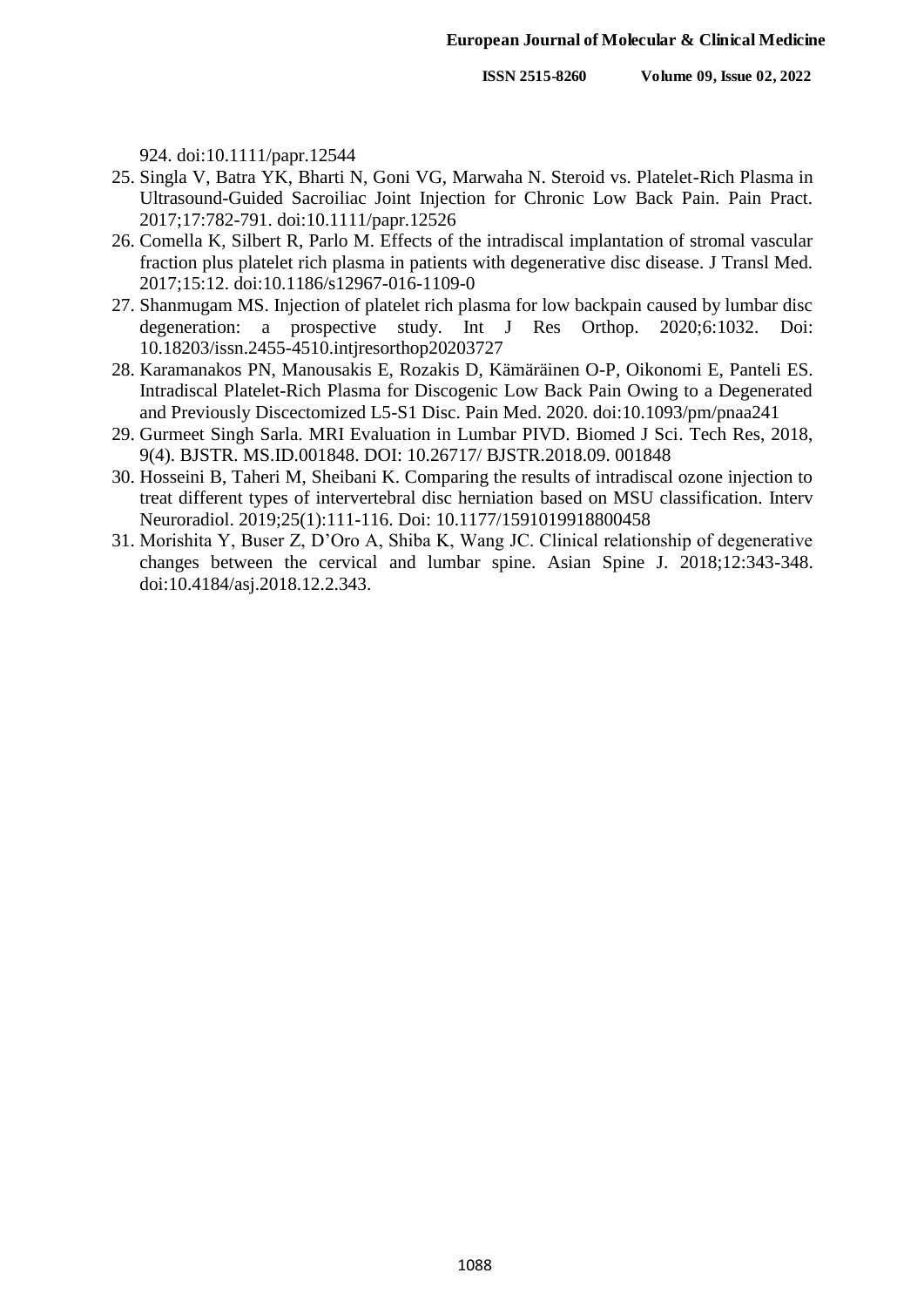924. doi:10.1111/papr.12544

25. Singla V, Batra YK, Bharti N, Goni VG, Marwaha N. Steroid vs. Platelet-Rich Plasma in Ultrasound-Guided Sacroiliac Joint Injection for Chronic Low Back Pain. Pain Pract. 2017;17:782-791. doi:10.1111/papr.12526
26. Comella K, Silbert R, Parlo M. Effects of the intradiscal implantation of stromal vascular fraction plus platelet rich plasma in patients with degenerative disc disease. J Transl Med. 2017;15:12. doi:10.1186/s12967-016-1109-0
27. Shanmugam MS. Injection of platelet rich plasma for low backpain caused by lumbar disc degeneration: a prospective study. Int J Res Orthop. 2020;6:1032. Doi: 10.18203/issn.2455-4510.intjresorthop20203727
28. Karamanakos PN, Manousakis E, Rozakis D, Kämäräinen O-P, Oikonomi E, Panteli ES. Intradiscal Platelet-Rich Plasma for Discogenic Low Back Pain Owing to a Degenerated and Previously Discectomized L5-S1 Disc. Pain Med. 2020. doi:10.1093/pm/pnaa241
29. Gurmeet Singh Sarla. MRI Evaluation in Lumbar PIVD. Biomed J Sci. Tech Res, 2018, 9(4). BJSTR. MS.ID.001848. DOI: 10.26717/ BJSTR.2018.09. 001848
30. Hosseini B, Taheri M, Sheibani K. Comparing the results of intradiscal ozone injection to treat different types of intervertebral disc herniation based on MSU classification. Interv Neuroradiol. 2019;25(1):111-116. Doi: 10.1177/1591019918800458
31. Morishita Y, Buser Z, D'Oro A, Shiba K, Wang JC. Clinical relationship of degenerative changes between the cervical and lumbar spine. Asian Spine J. 2018;12:343-348. doi:10.4184/asj.2018.12.2.343.